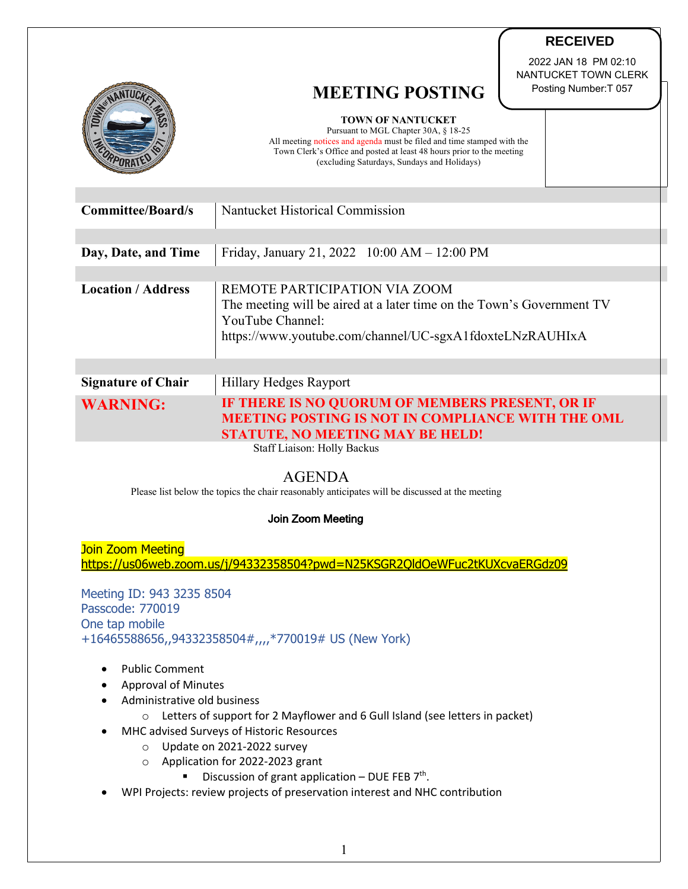RECEIVED

2022 JAN 18 PM 02:10
NANTUCKET TOWN CLERK
Posting Number:T 057

# MEETING POSTING

**TOWN OF NANTUCKET**
Pursuant to MGL Chapter 30A, § 18-25
All meeting notices and agenda must be filed and time stamped with the Town Clerk's Office and posted at least 48 hours prior to the meeting (excluding Saturdays, Sundays and Holidays)

| | |
|---|---|
| **Committee/Board/s** | Nantucket Historical Commission |
| **Day, Date, and Time** | Friday, January 21, 2022 10:00 AM – 12:00 PM |
| **Location / Address** | REMOTE PARTICIPATION VIA ZOOM<br>The meeting will be aired at a later time on the Town's Government TV YouTube Channel:<br>https://www.youtube.com/channel/UC-sgxA1fdoxteLNzRAUHIxA |
| **Signature of Chair** | Hillary Hedges Rayport |
| **WARNING:** | **IF THERE IS NO QUORUM OF MEMBERS PRESENT, OR IF MEETING POSTING IS NOT IN COMPLIANCE WITH THE OML STATUTE, NO MEETING MAY BE HELD!** |

Staff Liaison: Holly Backus

## AGENDA

Please list below the topics the chair reasonably anticipates will be discussed at the meeting

**Join Zoom Meeting**

Join Zoom Meeting
https://us06web.zoom.us/j/94332358504?pwd=N25KSGR2QldOeWFuc2tKUXcvaERGdz09

Meeting ID: 943 3235 8504
Passcode: 770019
One tap mobile
+16465588656,,94332358504#,,,,*770019# US (New York)

- Public Comment
- Approval of Minutes
- Administrative old business
  - Letters of support for 2 Mayflower and 6 Gull Island (see letters in packet)
- MHC advised Surveys of Historic Resources
  - Update on 2021-2022 survey
  - Application for 2022-2023 grant
    - Discussion of grant application – DUE FEB 7th.
- WPI Projects: review projects of preservation interest and NHC contribution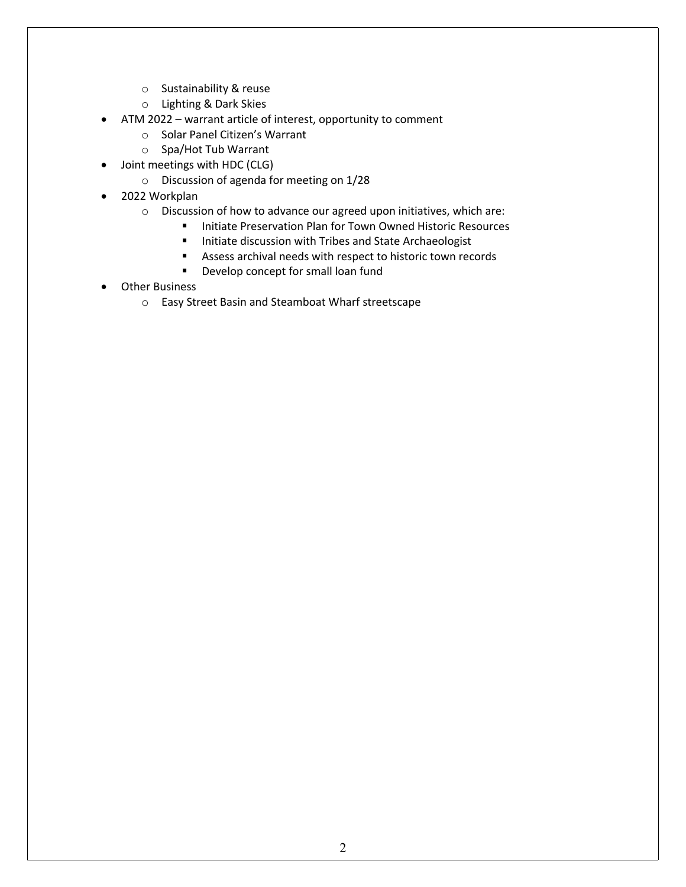- Sustainability & reuse
  - Lighting & Dark Skies
- ATM 2022 – warrant article of interest, opportunity to comment
  - Solar Panel Citizen's Warrant
  - Spa/Hot Tub Warrant
- Joint meetings with HDC (CLG)
  - Discussion of agenda for meeting on 1/28
- 2022 Workplan
  - Discussion of how to advance our agreed upon initiatives, which are:
    - Initiate Preservation Plan for Town Owned Historic Resources
    - Initiate discussion with Tribes and State Archaeologist
    - Assess archival needs with respect to historic town records
    - Develop concept for small loan fund
- Other Business
  - Easy Street Basin and Steamboat Wharf streetscape